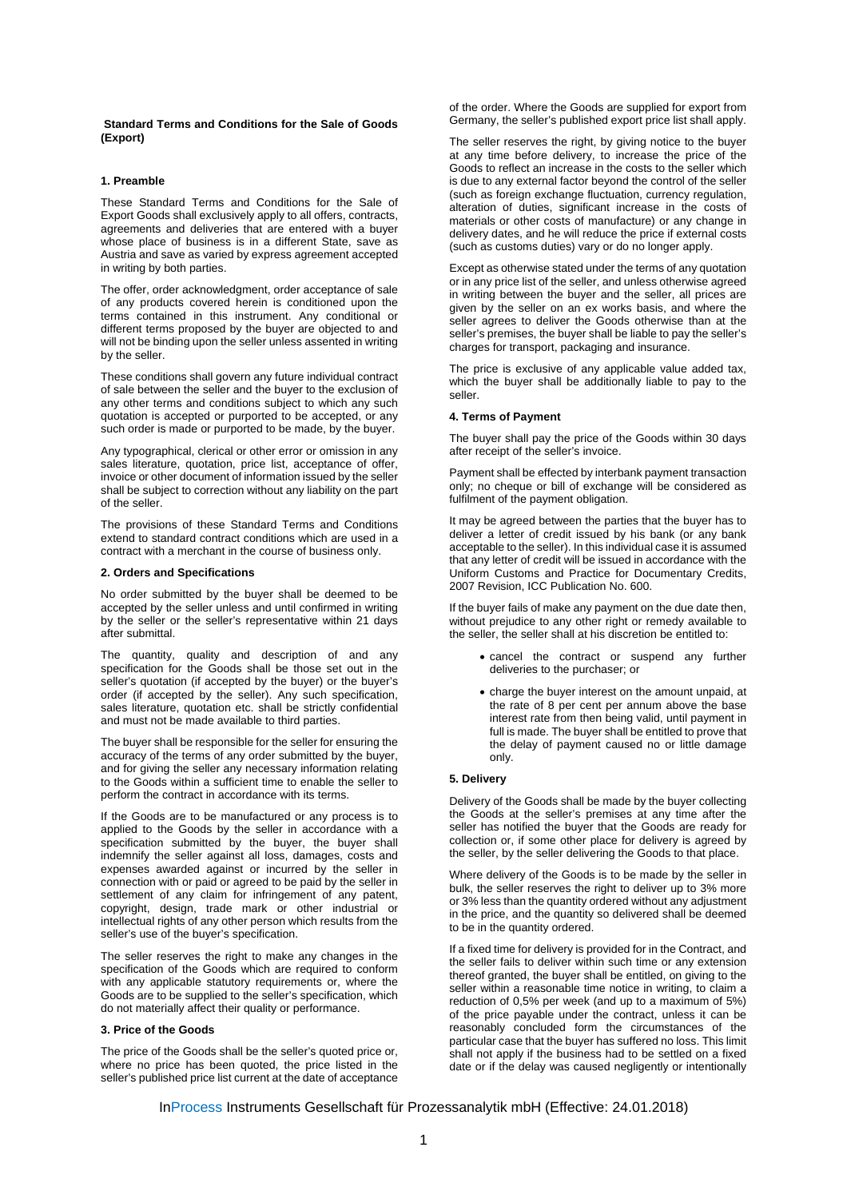**Standard Terms and Conditions for the Sale of Goods (Export)**

**1. Preamble**

These Standard Terms and Conditions for the Sale of Export Goods shall exclusively apply to all offers, contracts, agreements and deliveries that are entered with a buyer whose place of business is in a different State, save as Austria and save as varied by express agreement accepted in writing by both parties.

The offer, order acknowledgment, order acceptance of sale of any products covered herein is conditioned upon the terms contained in this instrument. Any conditional or different terms proposed by the buyer are objected to and will not be binding upon the seller unless assented in writing by the seller.

These conditions shall govern any future individual contract of sale between the seller and the buyer to the exclusion of any other terms and conditions subject to which any such quotation is accepted or purported to be accepted, or any such order is made or purported to be made, by the buyer.

Any typographical, clerical or other error or omission in any sales literature, quotation, price list, acceptance of offer, invoice or other document of information issued by the seller shall be subject to correction without any liability on the part of the seller.

The provisions of these Standard Terms and Conditions extend to standard contract conditions which are used in a contract with a merchant in the course of business only.

**2. Orders and Specifications**

No order submitted by the buyer shall be deemed to be accepted by the seller unless and until confirmed in writing by the seller or the seller's representative within 21 days after submittal.

The quantity, quality and description of and any specification for the Goods shall be those set out in the seller's quotation (if accepted by the buyer) or the buyer's order (if accepted by the seller). Any such specification, sales literature, quotation etc. shall be strictly confidential and must not be made available to third parties.

The buyer shall be responsible for the seller for ensuring the accuracy of the terms of any order submitted by the buyer, and for giving the seller any necessary information relating to the Goods within a sufficient time to enable the seller to perform the contract in accordance with its terms.

If the Goods are to be manufactured or any process is to applied to the Goods by the seller in accordance with a specification submitted by the buyer, the buyer shall indemnify the seller against all loss, damages, costs and expenses awarded against or incurred by the seller in connection with or paid or agreed to be paid by the seller in settlement of any claim for infringement of any patent, copyright, design, trade mark or other industrial or intellectual rights of any other person which results from the seller's use of the buyer's specification.

The seller reserves the right to make any changes in the specification of the Goods which are required to conform with any applicable statutory requirements or, where the Goods are to be supplied to the seller's specification, which do not materially affect their quality or performance.

**3. Price of the Goods**

The price of the Goods shall be the seller's quoted price or, where no price has been quoted, the price listed in the seller's published price list current at the date of acceptance of the order. Where the Goods are supplied for export from Germany, the seller's published export price list shall apply.

The seller reserves the right, by giving notice to the buyer at any time before delivery, to increase the price of the Goods to reflect an increase in the costs to the seller which is due to any external factor beyond the control of the seller (such as foreign exchange fluctuation, currency regulation, alteration of duties, significant increase in the costs of materials or other costs of manufacture) or any change in delivery dates, and he will reduce the price if external costs (such as customs duties) vary or do no longer apply.

Except as otherwise stated under the terms of any quotation or in any price list of the seller, and unless otherwise agreed in writing between the buyer and the seller, all prices are given by the seller on an ex works basis, and where the seller agrees to deliver the Goods otherwise than at the seller's premises, the buyer shall be liable to pay the seller's charges for transport, packaging and insurance.

The price is exclusive of any applicable value added tax, which the buyer shall be additionally liable to pay to the seller.

**4. Terms of Payment**

The buyer shall pay the price of the Goods within 30 days after receipt of the seller's invoice.

Payment shall be effected by interbank payment transaction only; no cheque or bill of exchange will be considered as fulfilment of the payment obligation.

It may be agreed between the parties that the buyer has to deliver a letter of credit issued by his bank (or any bank acceptable to the seller). In this individual case it is assumed that any letter of credit will be issued in accordance with the Uniform Customs and Practice for Documentary Credits, 2007 Revision, ICC Publication No. 600.

If the buyer fails of make any payment on the due date then, without prejudice to any other right or remedy available to the seller, the seller shall at his discretion be entitled to:

- cancel the contract or suspend any further deliveries to the purchaser; or
- charge the buyer interest on the amount unpaid, at the rate of 8 per cent per annum above the base interest rate from then being valid, until payment in full is made. The buyer shall be entitled to prove that the delay of payment caused no or little damage only.

**5. Delivery**

Delivery of the Goods shall be made by the buyer collecting the Goods at the seller's premises at any time after the seller has notified the buyer that the Goods are ready for collection or, if some other place for delivery is agreed by the seller, by the seller delivering the Goods to that place.

Where delivery of the Goods is to be made by the seller in bulk, the seller reserves the right to deliver up to 3% more or 3% less than the quantity ordered without any adjustment in the price, and the quantity so delivered shall be deemed to be in the quantity ordered.

If a fixed time for delivery is provided for in the Contract, and the seller fails to deliver within such time or any extension thereof granted, the buyer shall be entitled, on giving to the seller within a reasonable time notice in writing, to claim a reduction of 0,5% per week (and up to a maximum of 5%) of the price payable under the contract, unless it can be reasonably concluded form the circumstances of the particular case that the buyer has suffered no loss. This limit shall not apply if the business had to be settled on a fixed date or if the delay was caused negligently or intentionally

InProcess Instruments Gesellschaft für Prozessanalytik mbH (Effective: 24.01.2018)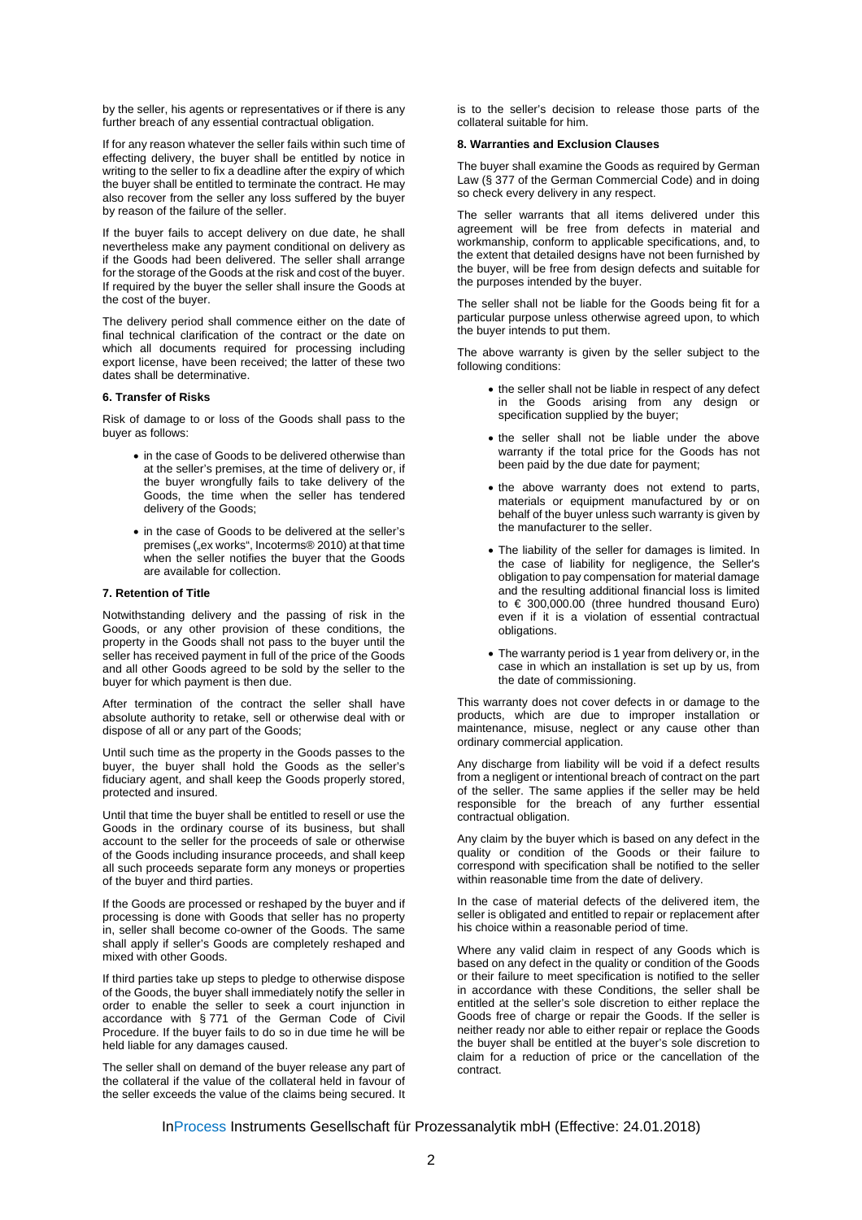by the seller, his agents or representatives or if there is any further breach of any essential contractual obligation.

If for any reason whatever the seller fails within such time of effecting delivery, the buyer shall be entitled by notice in writing to the seller to fix a deadline after the expiry of which the buyer shall be entitled to terminate the contract. He may also recover from the seller any loss suffered by the buyer by reason of the failure of the seller.

If the buyer fails to accept delivery on due date, he shall nevertheless make any payment conditional on delivery as if the Goods had been delivered. The seller shall arrange for the storage of the Goods at the risk and cost of the buyer. If required by the buyer the seller shall insure the Goods at the cost of the buyer.

The delivery period shall commence either on the date of final technical clarification of the contract or the date on which all documents required for processing including export license, have been received; the latter of these two dates shall be determinative.

#### 6. Transfer of Risks

Risk of damage to or loss of the Goods shall pass to the buyer as follows:

- in the case of Goods to be delivered otherwise than at the seller's premises, at the time of delivery or, if the buyer wrongfully fails to take delivery of the Goods, the time when the seller has tendered delivery of the Goods;
- in the case of Goods to be delivered at the seller's premises („ex works", Incoterms® 2010) at that time when the seller notifies the buyer that the Goods are available for collection.

#### 7. Retention of Title

Notwithstanding delivery and the passing of risk in the Goods, or any other provision of these conditions, the property in the Goods shall not pass to the buyer until the seller has received payment in full of the price of the Goods and all other Goods agreed to be sold by the seller to the buyer for which payment is then due.

After termination of the contract the seller shall have absolute authority to retake, sell or otherwise deal with or dispose of all or any part of the Goods;

Until such time as the property in the Goods passes to the buyer, the buyer shall hold the Goods as the seller's fiduciary agent, and shall keep the Goods properly stored, protected and insured.

Until that time the buyer shall be entitled to resell or use the Goods in the ordinary course of its business, but shall account to the seller for the proceeds of sale or otherwise of the Goods including insurance proceeds, and shall keep all such proceeds separate form any moneys or properties of the buyer and third parties.

If the Goods are processed or reshaped by the buyer and if processing is done with Goods that seller has no property in, seller shall become co-owner of the Goods. The same shall apply if seller's Goods are completely reshaped and mixed with other Goods.

If third parties take up steps to pledge to otherwise dispose of the Goods, the buyer shall immediately notify the seller in order to enable the seller to seek a court injunction in accordance with § 771 of the German Code of Civil Procedure. If the buyer fails to do so in due time he will be held liable for any damages caused.

The seller shall on demand of the buyer release any part of the collateral if the value of the collateral held in favour of the seller exceeds the value of the claims being secured. It is to the seller's decision to release those parts of the collateral suitable for him.

#### 8. Warranties and Exclusion Clauses

The buyer shall examine the Goods as required by German Law (§ 377 of the German Commercial Code) and in doing so check every delivery in any respect.

The seller warrants that all items delivered under this agreement will be free from defects in material and workmanship, conform to applicable specifications, and, to the extent that detailed designs have not been furnished by the buyer, will be free from design defects and suitable for the purposes intended by the buyer.

The seller shall not be liable for the Goods being fit for a particular purpose unless otherwise agreed upon, to which the buyer intends to put them.

The above warranty is given by the seller subject to the following conditions:

- the seller shall not be liable in respect of any defect in the Goods arising from any design or specification supplied by the buyer;
- the seller shall not be liable under the above warranty if the total price for the Goods has not been paid by the due date for payment;
- the above warranty does not extend to parts, materials or equipment manufactured by or on behalf of the buyer unless such warranty is given by the manufacturer to the seller.
- The liability of the seller for damages is limited. In the case of liability for negligence, the Seller's obligation to pay compensation for material damage and the resulting additional financial loss is limited to € 300,000.00 (three hundred thousand Euro) even if it is a violation of essential contractual obligations.
- The warranty period is 1 year from delivery or, in the case in which an installation is set up by us, from the date of commissioning.

This warranty does not cover defects in or damage to the products, which are due to improper installation or maintenance, misuse, neglect or any cause other than ordinary commercial application.

Any discharge from liability will be void if a defect results from a negligent or intentional breach of contract on the part of the seller. The same applies if the seller may be held responsible for the breach of any further essential contractual obligation.

Any claim by the buyer which is based on any defect in the quality or condition of the Goods or their failure to correspond with specification shall be notified to the seller within reasonable time from the date of delivery.

In the case of material defects of the delivered item, the seller is obligated and entitled to repair or replacement after his choice within a reasonable period of time.

Where any valid claim in respect of any Goods which is based on any defect in the quality or condition of the Goods or their failure to meet specification is notified to the seller in accordance with these Conditions, the seller shall be entitled at the seller's sole discretion to either replace the Goods free of charge or repair the Goods. If the seller is neither ready nor able to either repair or replace the Goods the buyer shall be entitled at the buyer's sole discretion to claim for a reduction of price or the cancellation of the contract.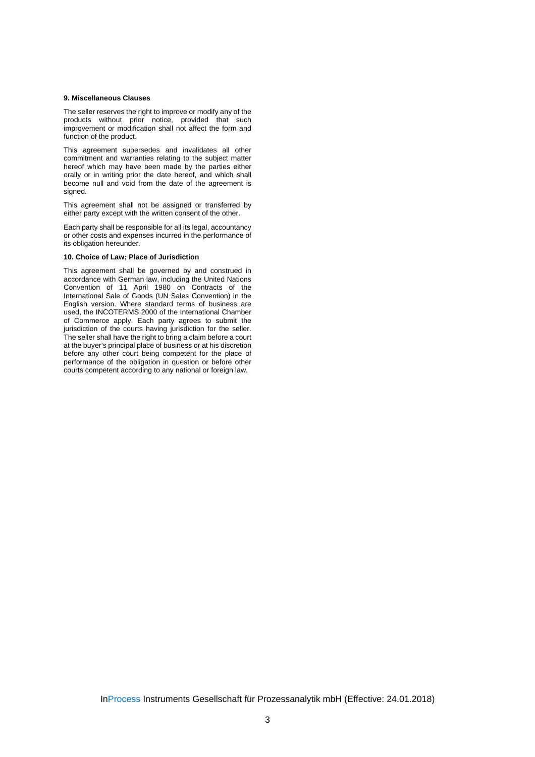**9. Miscellaneous Clauses**

The seller reserves the right to improve or modify any of the products without prior notice, provided that such improvement or modification shall not affect the form and function of the product.

This agreement supersedes and invalidates all other commitment and warranties relating to the subject matter hereof which may have been made by the parties either orally or in writing prior the date hereof, and which shall become null and void from the date of the agreement is signed.

This agreement shall not be assigned or transferred by either party except with the written consent of the other.

Each party shall be responsible for all its legal, accountancy or other costs and expenses incurred in the performance of its obligation hereunder.

**10. Choice of Law; Place of Jurisdiction**

This agreement shall be governed by and construed in accordance with German law, including the United Nations Convention of 11 April 1980 on Contracts of the International Sale of Goods (UN Sales Convention) in the English version. Where standard terms of business are used, the INCOTERMS 2000 of the International Chamber of Commerce apply. Each party agrees to submit the jurisdiction of the courts having jurisdiction for the seller. The seller shall have the right to bring a claim before a court at the buyer's principal place of business or at his discretion before any other court being competent for the place of performance of the obligation in question or before other courts competent according to any national or foreign law.